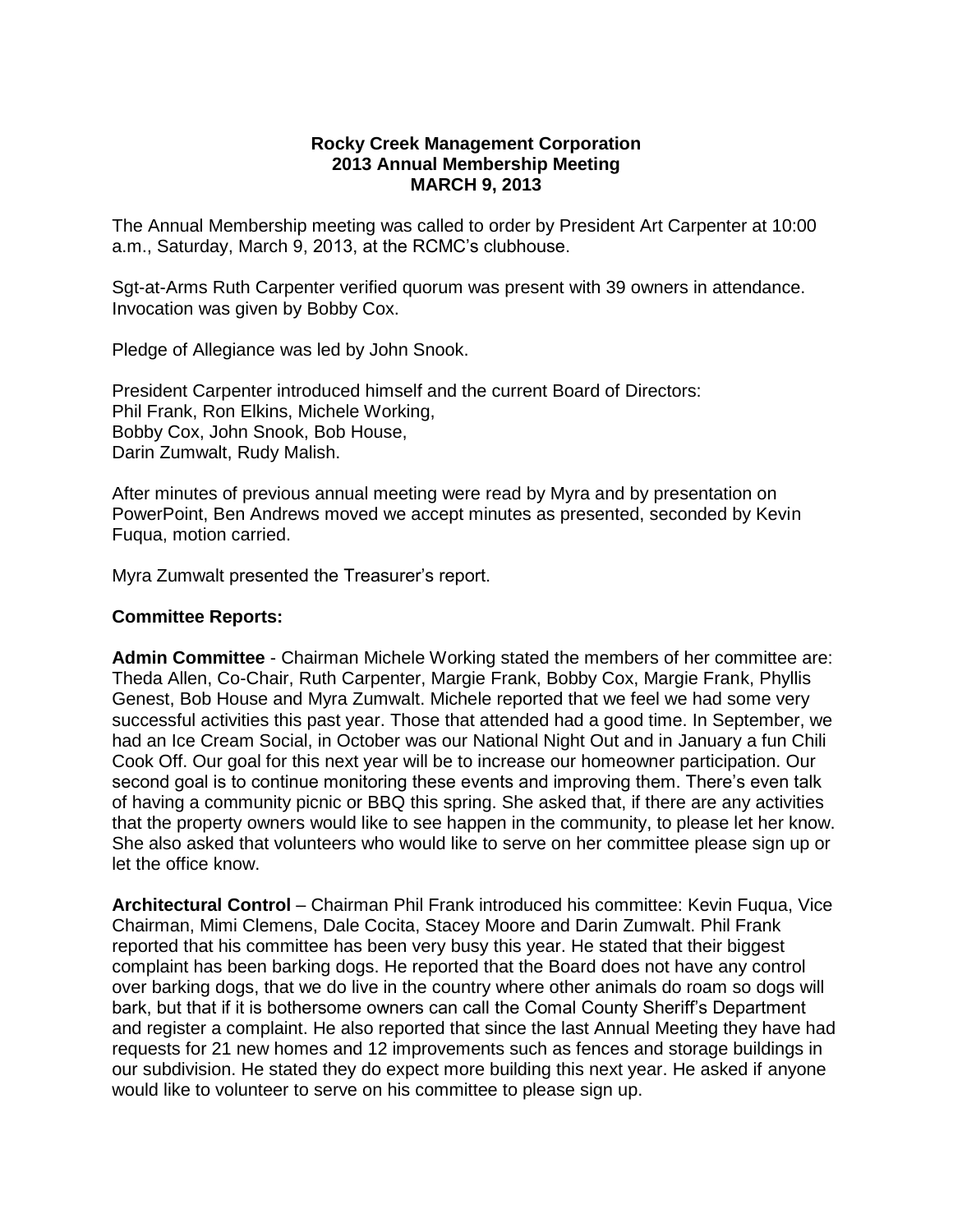**Rocky Creek Management Corporation**
**2013 Annual Membership Meeting**
**MARCH 9, 2013**

The Annual Membership meeting was called to order by President Art Carpenter at 10:00 a.m., Saturday, March 9, 2013, at the RCMC's clubhouse.

Sgt-at-Arms Ruth Carpenter verified quorum was present with 39 owners in attendance. Invocation was given by Bobby Cox.

Pledge of Allegiance was led by John Snook.

President Carpenter introduced himself and the current Board of Directors:
Phil Frank, Ron Elkins, Michele Working,
Bobby Cox, John Snook, Bob House,
Darin Zumwalt, Rudy Malish.

After minutes of previous annual meeting were read by Myra and by presentation on PowerPoint, Ben Andrews moved we accept minutes as presented, seconded by Kevin Fuqua, motion carried.

Myra Zumwalt presented the Treasurer's report.

**Committee Reports:**

**Admin Committee** - Chairman Michele Working stated the members of her committee are: Theda Allen, Co-Chair, Ruth Carpenter, Margie Frank, Bobby Cox, Margie Frank, Phyllis Genest, Bob House and Myra Zumwalt. Michele reported that we feel we had some very successful activities this past year. Those that attended had a good time. In September, we had an Ice Cream Social, in October was our National Night Out and in January a fun Chili Cook Off. Our goal for this next year will be to increase our homeowner participation. Our second goal is to continue monitoring these events and improving them. There's even talk of having a community picnic or BBQ this spring. She asked that, if there are any activities that the property owners would like to see happen in the community, to please let her know. She also asked that volunteers who would like to serve on her committee please sign up or let the office know.

**Architectural Control** – Chairman Phil Frank introduced his committee: Kevin Fuqua, Vice Chairman, Mimi Clemens, Dale Cocita, Stacey Moore and Darin Zumwalt. Phil Frank reported that his committee has been very busy this year. He stated that their biggest complaint has been barking dogs. He reported that the Board does not have any control over barking dogs, that we do live in the country where other animals do roam so dogs will bark, but that if it is bothersome owners can call the Comal County Sheriff's Department and register a complaint. He also reported that since the last Annual Meeting they have had requests for 21 new homes and 12 improvements such as fences and storage buildings in our subdivision. He stated they do expect more building this next year. He asked if anyone would like to volunteer to serve on his committee to please sign up.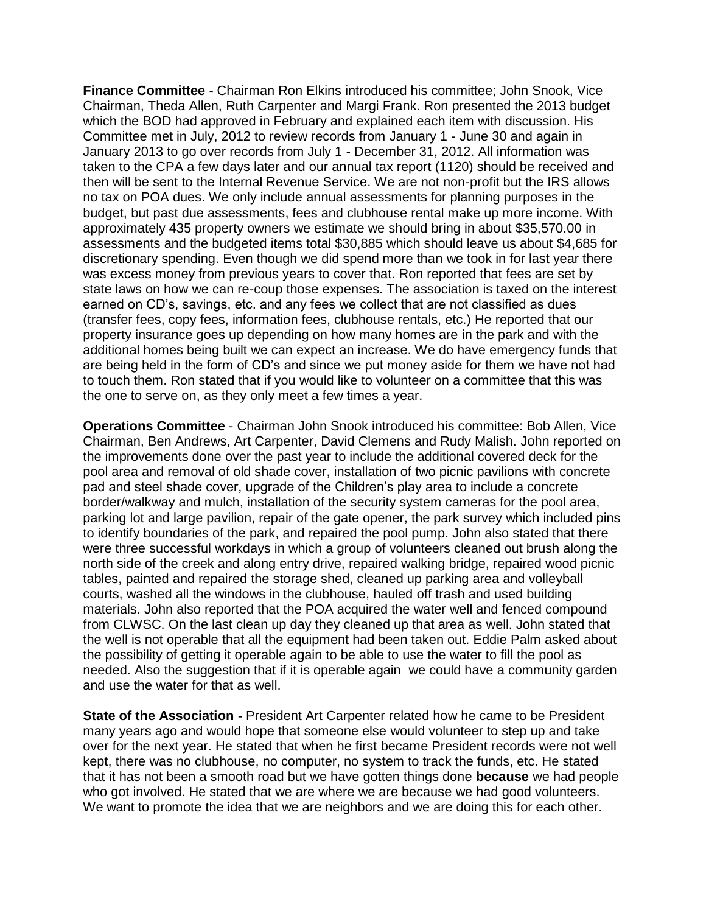**Finance Committee** - Chairman Ron Elkins introduced his committee; John Snook, Vice Chairman, Theda Allen, Ruth Carpenter and Margi Frank. Ron presented the 2013 budget which the BOD had approved in February and explained each item with discussion. His Committee met in July, 2012 to review records from January 1 - June 30 and again in January 2013 to go over records from July 1 - December 31, 2012. All information was taken to the CPA a few days later and our annual tax report (1120) should be received and then will be sent to the Internal Revenue Service. We are not non-profit but the IRS allows no tax on POA dues. We only include annual assessments for planning purposes in the budget, but past due assessments, fees and clubhouse rental make up more income. With approximately 435 property owners we estimate we should bring in about $35,570.00 in assessments and the budgeted items total $30,885 which should leave us about $4,685 for discretionary spending. Even though we did spend more than we took in for last year there was excess money from previous years to cover that. Ron reported that fees are set by state laws on how we can re-coup those expenses. The association is taxed on the interest earned on CD's, savings, etc. and any fees we collect that are not classified as dues (transfer fees, copy fees, information fees, clubhouse rentals, etc.) He reported that our property insurance goes up depending on how many homes are in the park and with the additional homes being built we can expect an increase. We do have emergency funds that are being held in the form of CD's and since we put money aside for them we have not had to touch them. Ron stated that if you would like to volunteer on a committee that this was the one to serve on, as they only meet a few times a year.

**Operations Committee** - Chairman John Snook introduced his committee: Bob Allen, Vice Chairman, Ben Andrews, Art Carpenter, David Clemens and Rudy Malish. John reported on the improvements done over the past year to include the additional covered deck for the pool area and removal of old shade cover, installation of two picnic pavilions with concrete pad and steel shade cover, upgrade of the Children's play area to include a concrete border/walkway and mulch, installation of the security system cameras for the pool area, parking lot and large pavilion, repair of the gate opener, the park survey which included pins to identify boundaries of the park, and repaired the pool pump. John also stated that there were three successful workdays in which a group of volunteers cleaned out brush along the north side of the creek and along entry drive, repaired walking bridge, repaired wood picnic tables, painted and repaired the storage shed, cleaned up parking area and volleyball courts, washed all the windows in the clubhouse, hauled off trash and used building materials. John also reported that the POA acquired the water well and fenced compound from CLWSC. On the last clean up day they cleaned up that area as well. John stated that the well is not operable that all the equipment had been taken out. Eddie Palm asked about the possibility of getting it operable again to be able to use the water to fill the pool as needed. Also the suggestion that if it is operable again we could have a community garden and use the water for that as well.

**State of the Association -** President Art Carpenter related how he came to be President many years ago and would hope that someone else would volunteer to step up and take over for the next year. He stated that when he first became President records were not well kept, there was no clubhouse, no computer, no system to track the funds, etc. He stated that it has not been a smooth road but we have gotten things done **because** we had people who got involved. He stated that we are where we are because we had good volunteers. We want to promote the idea that we are neighbors and we are doing this for each other.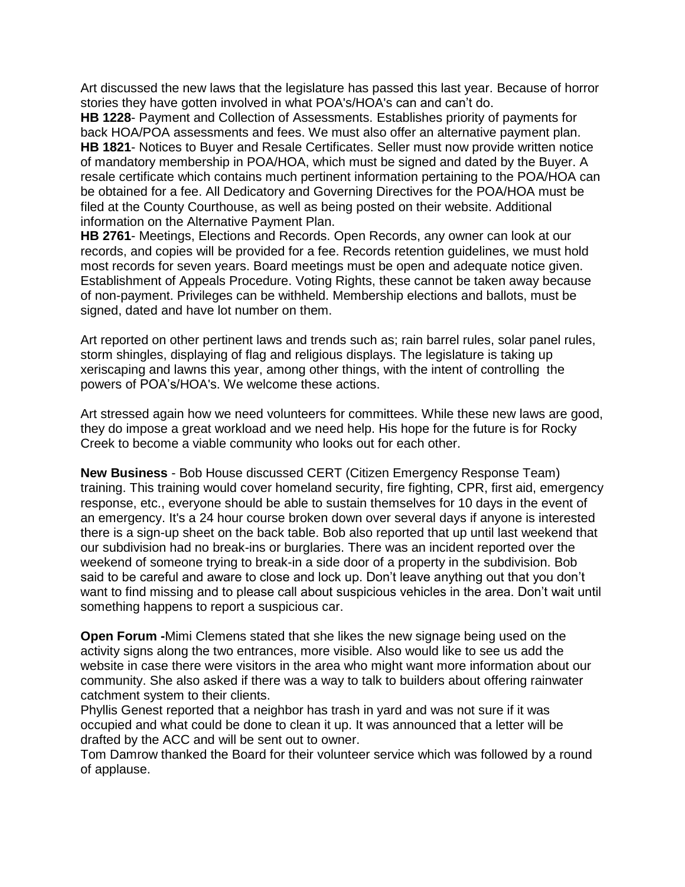Art discussed the new laws that the legislature has passed this last year. Because of horror stories they have gotten involved in what POA's/HOA's can and can't do.

**HB 1228**- Payment and Collection of Assessments. Establishes priority of payments for back HOA/POA assessments and fees. We must also offer an alternative payment plan.

**HB 1821**- Notices to Buyer and Resale Certificates. Seller must now provide written notice of mandatory membership in POA/HOA, which must be signed and dated by the Buyer. A resale certificate which contains much pertinent information pertaining to the POA/HOA can be obtained for a fee. All Dedicatory and Governing Directives for the POA/HOA must be filed at the County Courthouse, as well as being posted on their website. Additional information on the Alternative Payment Plan.

**HB 2761**- Meetings, Elections and Records. Open Records, any owner can look at our records, and copies will be provided for a fee. Records retention guidelines, we must hold most records for seven years. Board meetings must be open and adequate notice given. Establishment of Appeals Procedure. Voting Rights, these cannot be taken away because of non-payment. Privileges can be withheld. Membership elections and ballots, must be signed, dated and have lot number on them.

Art reported on other pertinent laws and trends such as; rain barrel rules, solar panel rules, storm shingles, displaying of flag and religious displays. The legislature is taking up xeriscaping and lawns this year, among other things, with the intent of controlling the powers of POA's/HOA's. We welcome these actions.

Art stressed again how we need volunteers for committees. While these new laws are good, they do impose a great workload and we need help. His hope for the future is for Rocky Creek to become a viable community who looks out for each other.

**New Business** - Bob House discussed CERT (Citizen Emergency Response Team) training. This training would cover homeland security, fire fighting, CPR, first aid, emergency response, etc., everyone should be able to sustain themselves for 10 days in the event of an emergency. It's a 24 hour course broken down over several days if anyone is interested there is a sign-up sheet on the back table. Bob also reported that up until last weekend that our subdivision had no break-ins or burglaries. There was an incident reported over the weekend of someone trying to break-in a side door of a property in the subdivision. Bob said to be careful and aware to close and lock up. Don't leave anything out that you don't want to find missing and to please call about suspicious vehicles in the area. Don't wait until something happens to report a suspicious car.

**Open Forum -**Mimi Clemens stated that she likes the new signage being used on the activity signs along the two entrances, more visible. Also would like to see us add the website in case there were visitors in the area who might want more information about our community. She also asked if there was a way to talk to builders about offering rainwater catchment system to their clients.

Phyllis Genest reported that a neighbor has trash in yard and was not sure if it was occupied and what could be done to clean it up. It was announced that a letter will be drafted by the ACC and will be sent out to owner.

Tom Damrow thanked the Board for their volunteer service which was followed by a round of applause.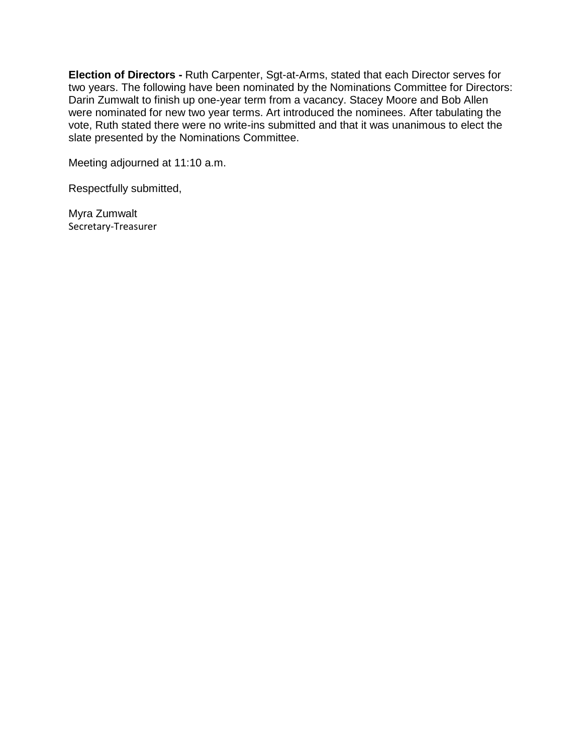**Election of Directors -** Ruth Carpenter, Sgt-at-Arms, stated that each Director serves for two years. The following have been nominated by the Nominations Committee for Directors: Darin Zumwalt to finish up one-year term from a vacancy. Stacey Moore and Bob Allen were nominated for new two year terms. Art introduced the nominees. After tabulating the vote, Ruth stated there were no write-ins submitted and that it was unanimous to elect the slate presented by the Nominations Committee.

Meeting adjourned at 11:10 a.m.

Respectfully submitted,

Myra Zumwalt
Secretary-Treasurer